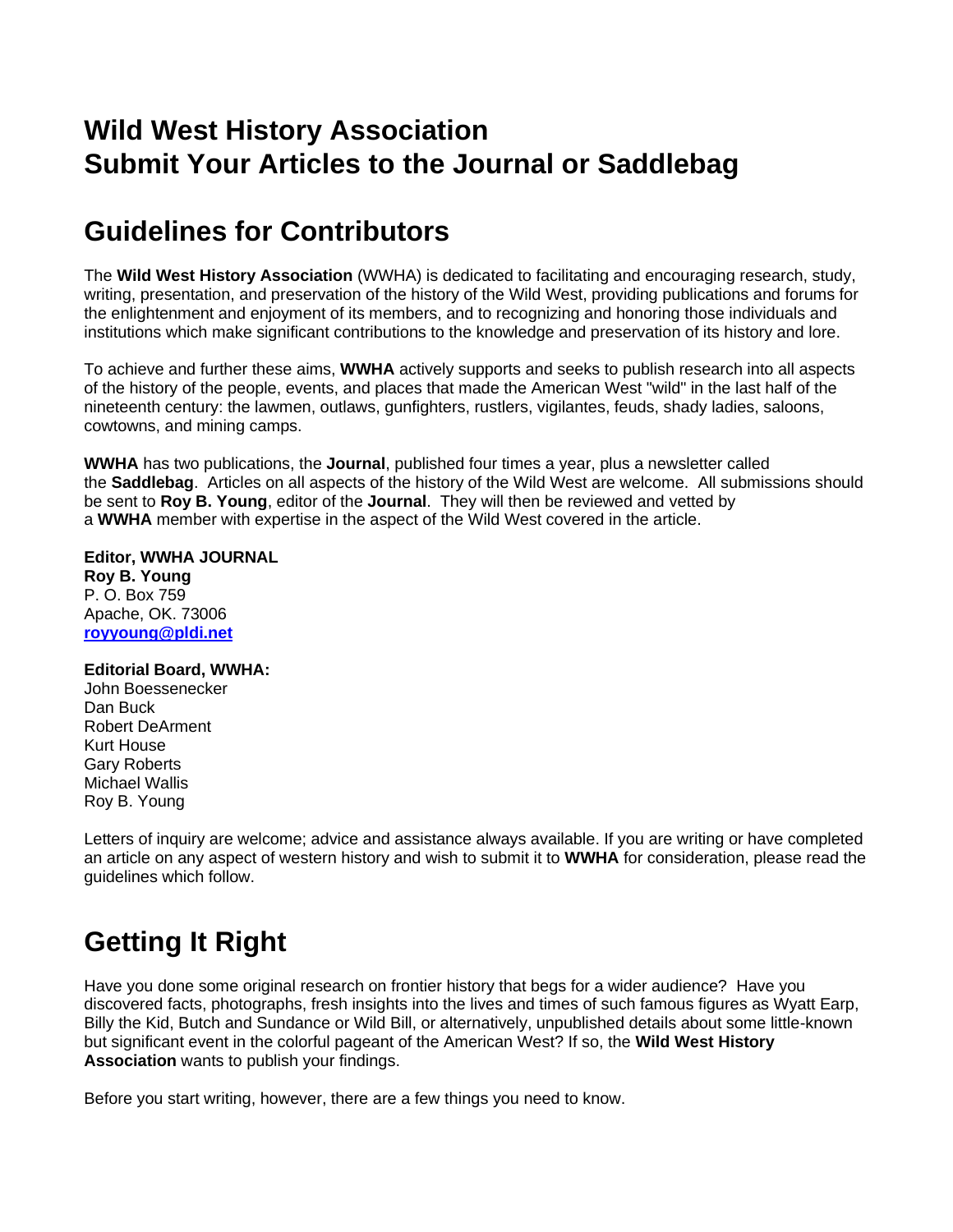# Wild West History Association
# Submit Your Articles to the Journal or Saddlebag

## Guidelines for Contributors

The **Wild West History Association** (WWHA) is dedicated to facilitating and encouraging research, study, writing, presentation, and preservation of the history of the Wild West, providing publications and forums for the enlightenment and enjoyment of its members, and to recognizing and honoring those individuals and institutions which make significant contributions to the knowledge and preservation of its history and lore.

To achieve and further these aims, **WWHA** actively supports and seeks to publish research into all aspects of the history of the people, events, and places that made the American West "wild" in the last half of the nineteenth century: the lawmen, outlaws, gunfighters, rustlers, vigilantes, feuds, shady ladies, saloons, cowtowns, and mining camps.

**WWHA** has two publications, the **Journal**, published four times a year, plus a newsletter called the **Saddlebag**. Articles on all aspects of the history of the Wild West are welcome. All submissions should be sent to **Roy B. Young**, editor of the **Journal**. They will then be reviewed and vetted by a **WWHA** member with expertise in the aspect of the Wild West covered in the article.

**Editor, WWHA JOURNAL**
**Roy B. Young**
P. O. Box 759
Apache, OK. 73006
**royyoung@pldi.net**

**Editorial Board, WWHA:**
John Boessenecker
Dan Buck
Robert DeArment
Kurt House
Gary Roberts
Michael Wallis
Roy B. Young

Letters of inquiry are welcome; advice and assistance always available. If you are writing or have completed an article on any aspect of western history and wish to submit it to **WWHA** for consideration, please read the guidelines which follow.

## Getting It Right

Have you done some original research on frontier history that begs for a wider audience? Have you discovered facts, photographs, fresh insights into the lives and times of such famous figures as Wyatt Earp, Billy the Kid, Butch and Sundance or Wild Bill, or alternatively, unpublished details about some little-known but significant event in the colorful pageant of the American West? If so, the **Wild West History Association** wants to publish your findings.

Before you start writing, however, there are a few things you need to know.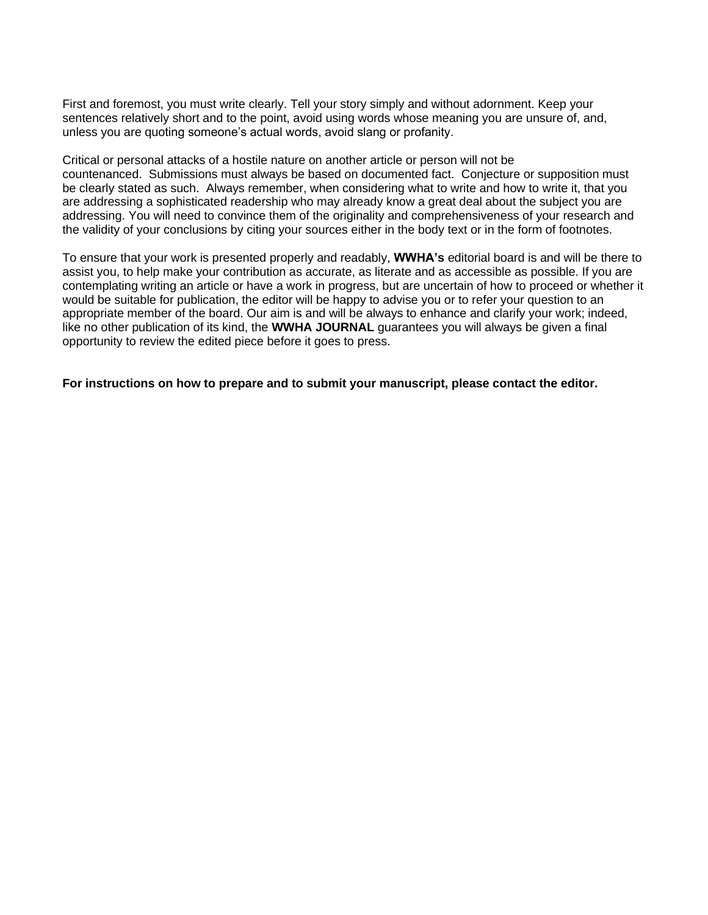First and foremost, you must write clearly. Tell your story simply and without adornment. Keep your sentences relatively short and to the point, avoid using words whose meaning you are unsure of, and, unless you are quoting someone's actual words, avoid slang or profanity.

Critical or personal attacks of a hostile nature on another article or person will not be countenanced. Submissions must always be based on documented fact. Conjecture or supposition must be clearly stated as such. Always remember, when considering what to write and how to write it, that you are addressing a sophisticated readership who may already know a great deal about the subject you are addressing. You will need to convince them of the originality and comprehensiveness of your research and the validity of your conclusions by citing your sources either in the body text or in the form of footnotes.

To ensure that your work is presented properly and readably, **WWHA's** editorial board is and will be there to assist you, to help make your contribution as accurate, as literate and as accessible as possible. If you are contemplating writing an article or have a work in progress, but are uncertain of how to proceed or whether it would be suitable for publication, the editor will be happy to advise you or to refer your question to an appropriate member of the board. Our aim is and will be always to enhance and clarify your work; indeed, like no other publication of its kind, the **WWHA JOURNAL** guarantees you will always be given a final opportunity to review the edited piece before it goes to press.

**For instructions on how to prepare and to submit your manuscript, please contact the editor.**